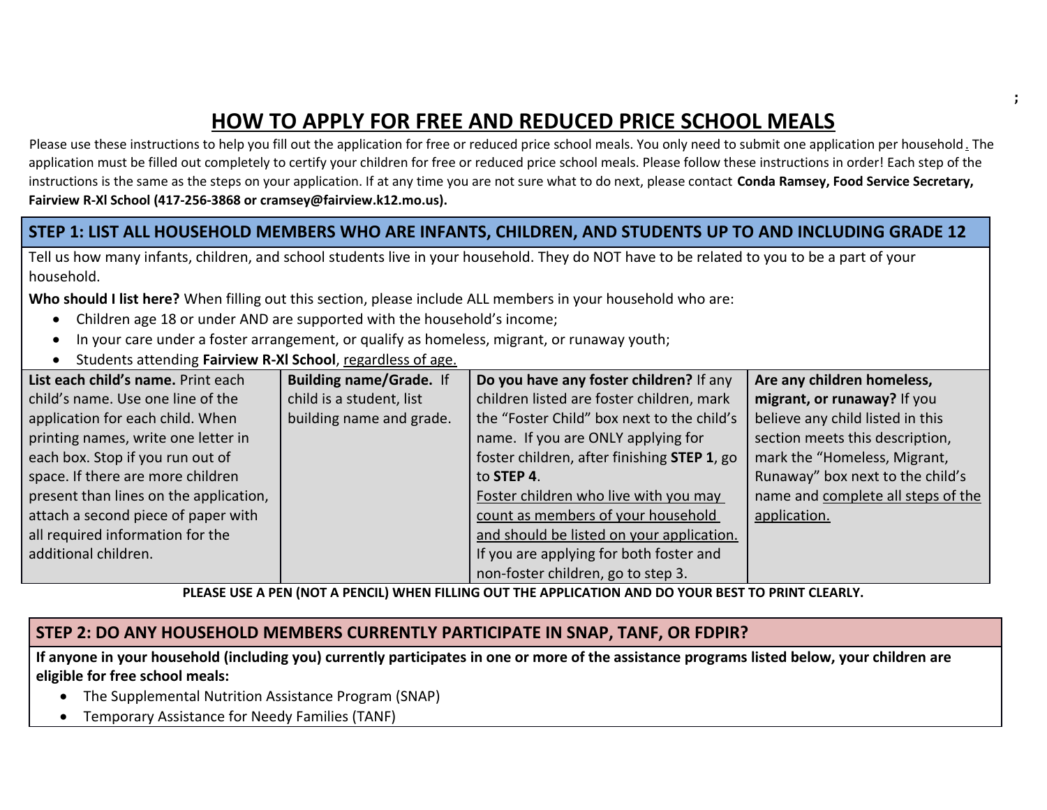# HOW TO APPLY FOR FREE AND REDUCED PRICE SCHOOL MEALS

Please use these instructions to help you fill out the application for free or reduced price school meals. You only need to submit one application per household. The application must be filled out completely to certify your children for free or reduced price school meals. Please follow these instructions in order! Each step of the instructions is the same as the steps on your application. If at any time you are not sure what to do next, please contact **Conda Ramsey, Food Service Secretary, Fairview R-Xl School (417-256-3868 or cramsey@fairview.k12.mo.us).**

## STEP 1: LIST ALL HOUSEHOLD MEMBERS WHO ARE INFANTS, CHILDREN, AND STUDENTS UP TO AND INCLUDING GRADE 12

Tell us how many infants, children, and school students live in your household. They do NOT have to be related to you to be a part of your household.

**Who should I list here?** When filling out this section, please include ALL members in your household who are:

- Children age 18 or under AND are supported with the household's income;
- In your care under a foster arrangement, or qualify as homeless, migrant, or runaway youth;
- Students attending **Fairview R-Xl School**, regardless of age.

| | | | |
|---|---|---|---|
| **List each child's name.** Print each child's name. Use one line of the application for each child. When printing names, write one letter in each box. Stop if you run out of space. If there are more children present than lines on the application, attach a second piece of paper with all required information for the additional children. | **Building name/Grade.** If child is a student, list building name and grade. | **Do you have any foster children?** If any children listed are foster children, mark the "Foster Child" box next to the child's name. If you are ONLY applying for foster children, after finishing **STEP 1**, go to **STEP 4**. Foster children who live with you may count as members of your household and should be listed on your application. If you are applying for both foster and non-foster children, go to step 3. | **Are any children homeless, migrant, or runaway?** If you believe any child listed in this section meets this description, mark the "Homeless, Migrant, Runaway" box next to the child's name and complete all steps of the application. |

**PLEASE USE A PEN (NOT A PENCIL) WHEN FILLING OUT THE APPLICATION AND DO YOUR BEST TO PRINT CLEARLY.**

## STEP 2: DO ANY HOUSEHOLD MEMBERS CURRENTLY PARTICIPATE IN SNAP, TANF, OR FDPIR?

**If anyone in your household (including you) currently participates in one or more of the assistance programs listed below, your children are eligible for free school meals:**

- The Supplemental Nutrition Assistance Program (SNAP)
- Temporary Assistance for Needy Families (TANF)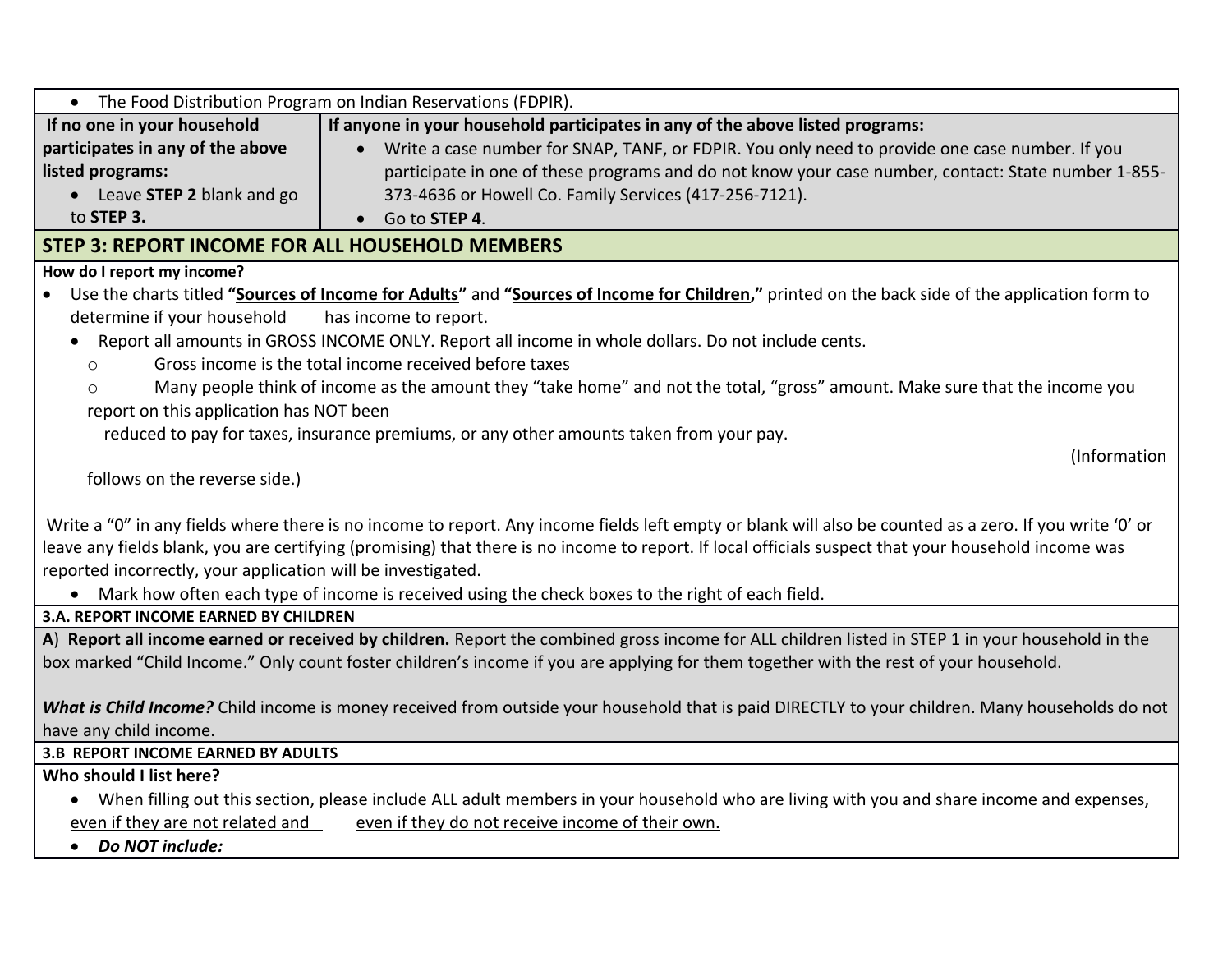- The Food Distribution Program on Indian Reservations (FDPIR).

| If no one in your household participates in any of the above listed programs: | If anyone in your household participates in any of the above listed programs: |
|---|---|
| • Leave **STEP 2** blank and go to **STEP 3.** | • Write a case number for SNAP, TANF, or FDPIR. You only need to provide one case number. If you participate in one of these programs and do not know your case number, contact: State number 1-855-373-4636 or Howell Co. Family Services (417-256-7121). • Go to **STEP 4**. |

## STEP 3: REPORT INCOME FOR ALL HOUSEHOLD MEMBERS

**How do I report my income?**

- Use the charts titled **"Sources of Income for Adults"** and **"Sources of Income for Children,"** printed on the back side of the application form to determine if your household has income to report.
  - Report all amounts in GROSS INCOME ONLY. Report all income in whole dollars. Do not include cents.
    - Gross income is the total income received before taxes
    - Many people think of income as the amount they "take home" and not the total, "gross" amount. Make sure that the income you report on this application has NOT been reduced to pay for taxes, insurance premiums, or any other amounts taken from your pay.

(Information follows on the reverse side.)

Write a "0" in any fields where there is no income to report. Any income fields left empty or blank will also be counted as a zero. If you write '0' or leave any fields blank, you are certifying (promising) that there is no income to report. If local officials suspect that your household income was reported incorrectly, your application will be investigated.

- Mark how often each type of income is received using the check boxes to the right of each field.

### 3.A. REPORT INCOME EARNED BY CHILDREN

**A) Report all income earned or received by children.** Report the combined gross income for ALL children listed in STEP 1 in your household in the box marked "Child Income." Only count foster children's income if you are applying for them together with the rest of your household.

***What is Child Income?*** Child income is money received from outside your household that is paid DIRECTLY to your children. Many households do not have any child income.

### 3.B REPORT INCOME EARNED BY ADULTS

**Who should I list here?**

- When filling out this section, please include ALL adult members in your household who are living with you and share income and expenses, even if they are not related and even if they do not receive income of their own.
- ***Do NOT include:***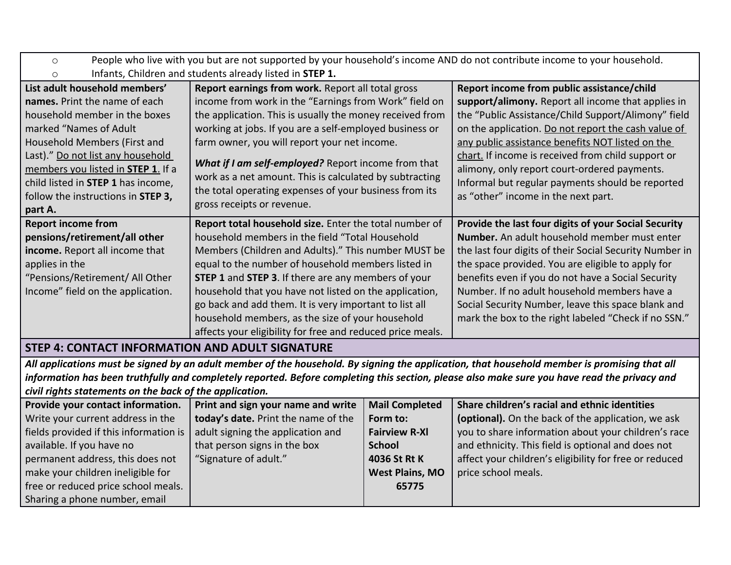- People who live with you but are not supported by your household's income AND do not contribute income to your household.
- Infants, Children and students already listed in **STEP 1.**

| | | |
|---|---|---|
| **List adult household members' names.** Print the name of each household member in the boxes marked "Names of Adult Household Members (First and Last)." Do not list any household members you listed in **STEP 1**. If a child listed in **STEP 1** has income, follow the instructions in **STEP 3, part A.** | **Report earnings from work.** Report all total gross income from work in the "Earnings from Work" field on the application. This is usually the money received from working at jobs. If you are a self-employed business or farm owner, you will report your net income. ***What if I am self-employed?*** Report income from that work as a net amount. This is calculated by subtracting the total operating expenses of your business from its gross receipts or revenue. | **Report income from public assistance/child support/alimony.** Report all income that applies in the "Public Assistance/Child Support/Alimony" field on the application. Do not report the cash value of any public assistance benefits NOT listed on the chart. If income is received from child support or alimony, only report court-ordered payments. Informal but regular payments should be reported as "other" income in the next part. |
| **Report income from pensions/retirement/all other income.** Report all income that applies in the "Pensions/Retirement/ All Other Income" field on the application. | **Report total household size.** Enter the total number of household members in the field "Total Household Members (Children and Adults)." This number MUST be equal to the number of household members listed in **STEP 1** and **STEP 3**. If there are any members of your household that you have not listed on the application, go back and add them. It is very important to list all household members, as the size of your household affects your eligibility for free and reduced price meals. | **Provide the last four digits of your Social Security Number.** An adult household member must enter the last four digits of their Social Security Number in the space provided. You are eligible to apply for benefits even if you do not have a Social Security Number. If no adult household members have a Social Security Number, leave this space blank and mark the box to the right labeled "Check if no SSN." |

## STEP 4: CONTACT INFORMATION AND ADULT SIGNATURE

***All applications must be signed by an adult member of the household. By signing the application, that household member is promising that all information has been truthfully and completely reported. Before completing this section, please also make sure you have read the privacy and civil rights statements on the back of the application.***

| | | | |
|---|---|---|---|
| **Provide your contact information.** Write your current address in the fields provided if this information is available. If you have no permanent address, this does not make your children ineligible for free or reduced price school meals. Sharing a phone number, email | **Print and sign your name and write today's date.** Print the name of the adult signing the application and that person signs in the box "Signature of adult." | **Mail Completed Form to: Fairview R-Xl School 4036 St Rt K West Plains, MO 65775** | **Share children's racial and ethnic identities (optional).** On the back of the application, we ask you to share information about your children's race and ethnicity. This field is optional and does not affect your children's eligibility for free or reduced price school meals. |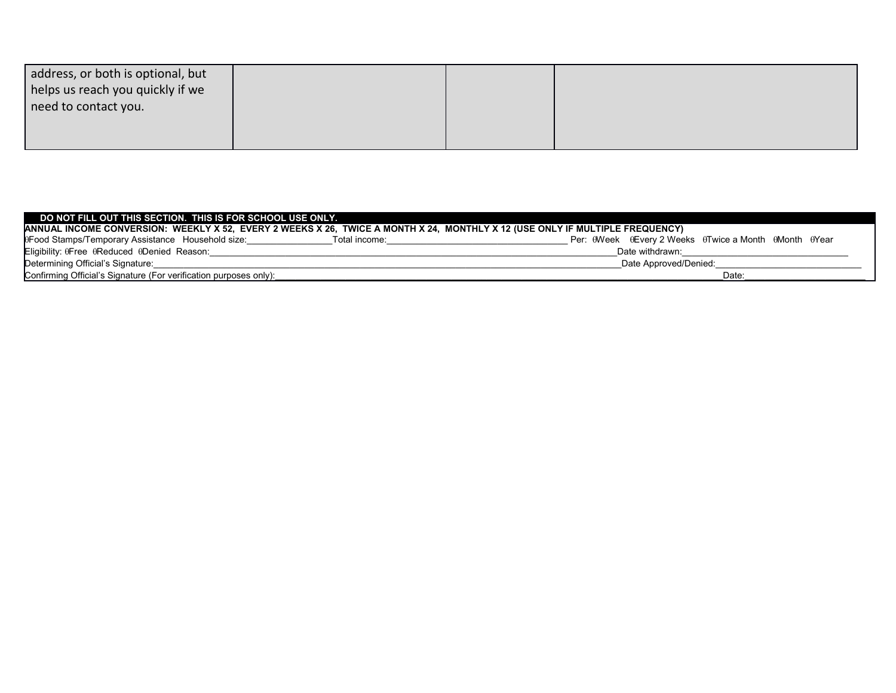| | | | |
|---|---|---|---|
| address, or both is optional, but helps us reach you quickly if we need to contact you. | | | |

**DO NOT FILL OUT THIS SECTION. THIS IS FOR SCHOOL USE ONLY.**

**ANNUAL INCOME CONVERSION: WEEKLY X 52, EVERY 2 WEEKS X 26, TWICE A MONTH X 24, MONTHLY X 12 (USE ONLY IF MULTIPLE FREQUENCY)**

θFood Stamps/Temporary Assistance Household size:_________________Total income:_____________________________________ Per: θWeek θEvery 2 Weeks θTwice a Month θMonth θYear

Eligibility: θFree θReduced θDenied Reason:_______________________________________________________________________________Date withdrawn:_________________________________

Determining Official's Signature:_______________________________________________________________________________________________Date Approved/Denied:____________________________

Confirming Official's Signature (For verification purposes only):_______________________________________________________________________________Date:_________________________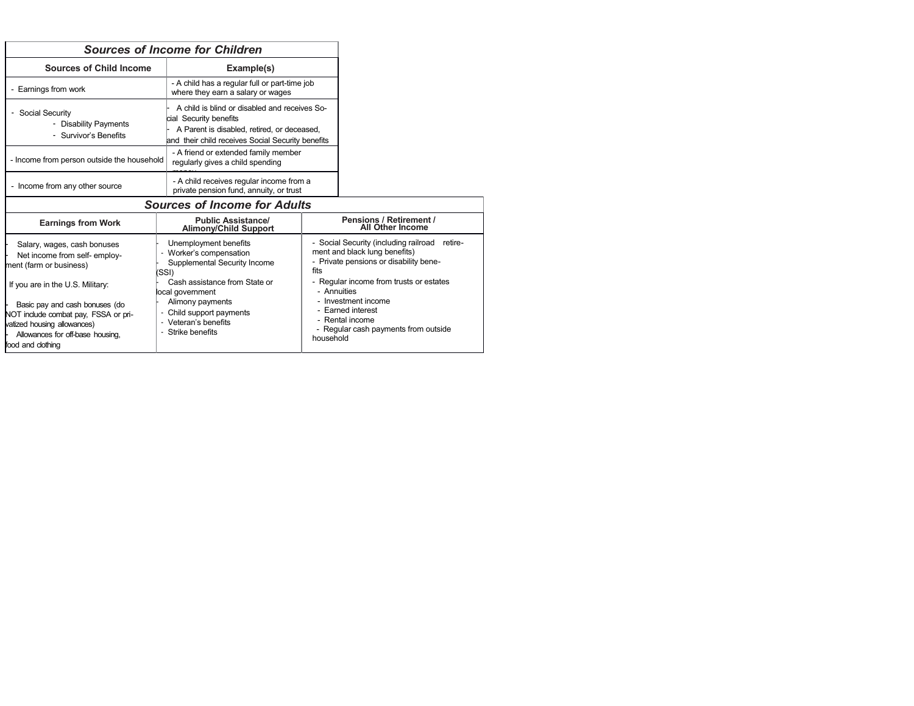### *Sources of Income for Children*

| Sources of Child Income | Example(s) |
| --- | --- |
| - Earnings from work | - A child has a regular full or part-time job where they earn a salary or wages |
| - Social Security<br>- Disability Payments<br>- Survivor's Benefits | - A child is blind or disabled and receives Social Security benefits<br>- A Parent is disabled, retired, or deceased, and their child receives Social Security benefits |
| - Income from person outside the household | - A friend or extended family member regularly gives a child spending money |
| - Income from any other source | - A child receives regular income from a private pension fund, annuity, or trust |

### *Sources of Income for Adults*

| Earnings from Work | Public Assistance/ Alimony/Child Support | Pensions / Retirement / All Other Income |
| --- | --- | --- |
| - Salary, wages, cash bonuses<br>- Net income from self- employment (farm or business)<br><br>If you are in the U.S. Military:<br><br>- Basic pay and cash bonuses (do NOT include combat pay, FSSA or privatized housing allowances)<br>- Allowances for off-base housing, food and clothing | - Unemployment benefits<br>- Worker's compensation<br>- Supplemental Security Income (SSI)<br>- Cash assistance from State or local government<br>- Alimony payments<br>- Child support payments<br>- Veteran's benefits<br>- Strike benefits | - Social Security (including railroad retirement and black lung benefits)<br>- Private pensions or disability benefits<br>- Regular income from trusts or estates<br>- Annuities<br>- Investment income<br>- Earned interest<br>- Rental income<br>- Regular cash payments from outside household |